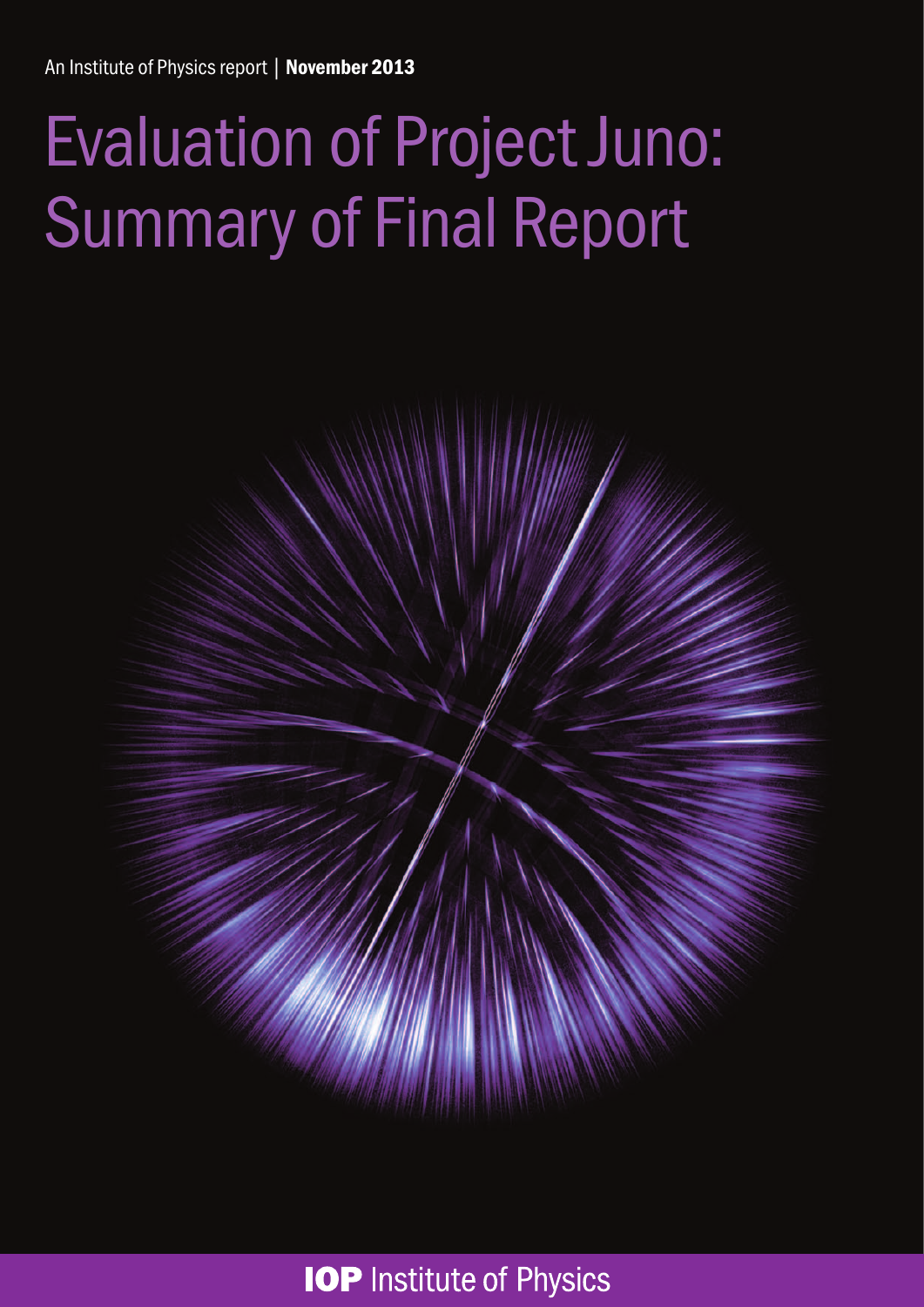An Institute of Physics report | **November 2013**

# Evaluation of Project Juno: Summary of Final Report

**IOP** Institute of Physics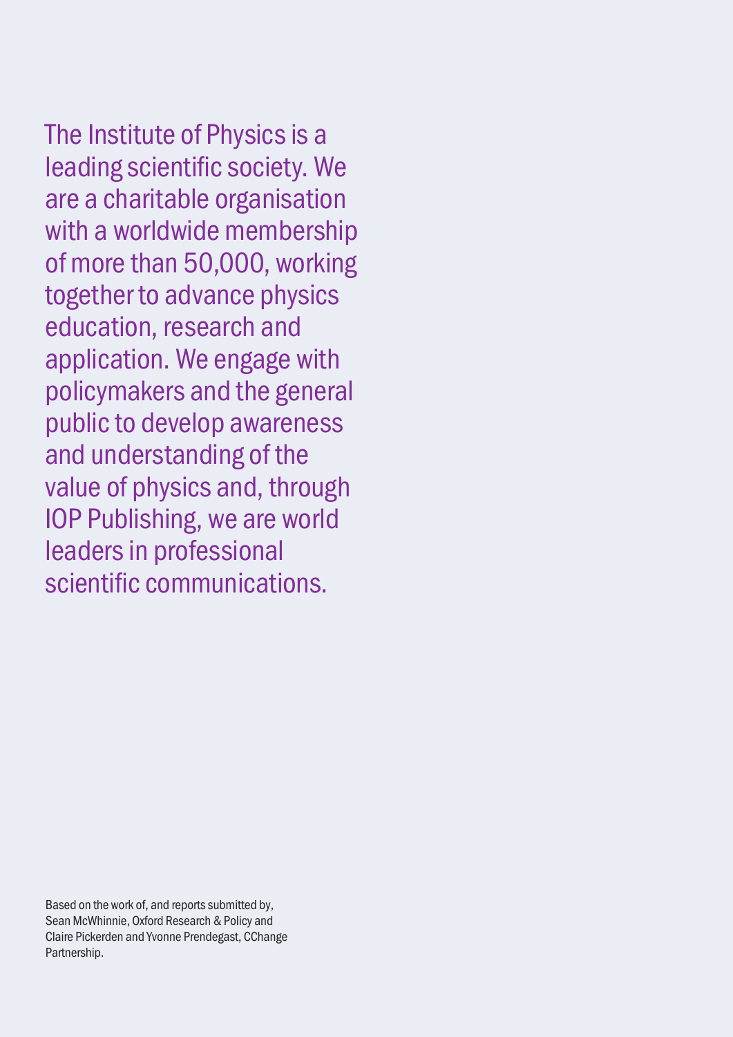The Institute of Physics is a leading scientific society. We are a charitable organisation with a worldwide membership of more than 50,000, working together to advance physics education, research and application. We engage with policymakers and the general public to develop awareness and understanding of the value of physics and, through IOP Publishing, we are world leaders in professional scientific communications.

Based on the work of, and reports submitted by, Sean McWhinnie, Oxford Research & Policy and Claire Pickerden and Yvonne Prendegast, CChange Partnership.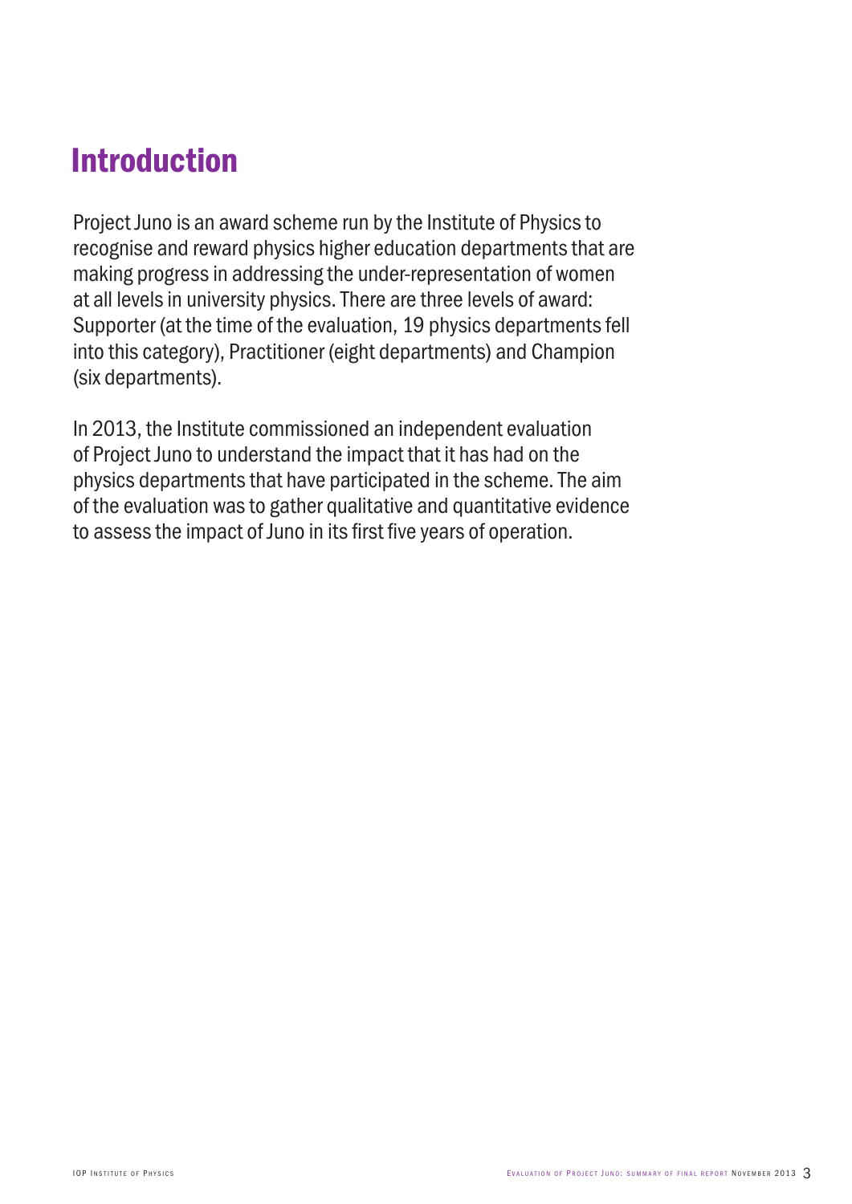# Introduction

Project Juno is an award scheme run by the Institute of Physics to recognise and reward physics higher education departments that are making progress in addressing the under-representation of women at all levels in university physics. There are three levels of award: Supporter (at the time of the evaluation, 19 physics departments fell into this category), Practitioner (eight departments) and Champion (six departments).

In 2013, the Institute commissioned an independent evaluation of Project Juno to understand the impact that it has had on the physics departments that have participated in the scheme. The aim of the evaluation was to gather qualitative and quantitative evidence to assess the impact of Juno in its first five years of operation.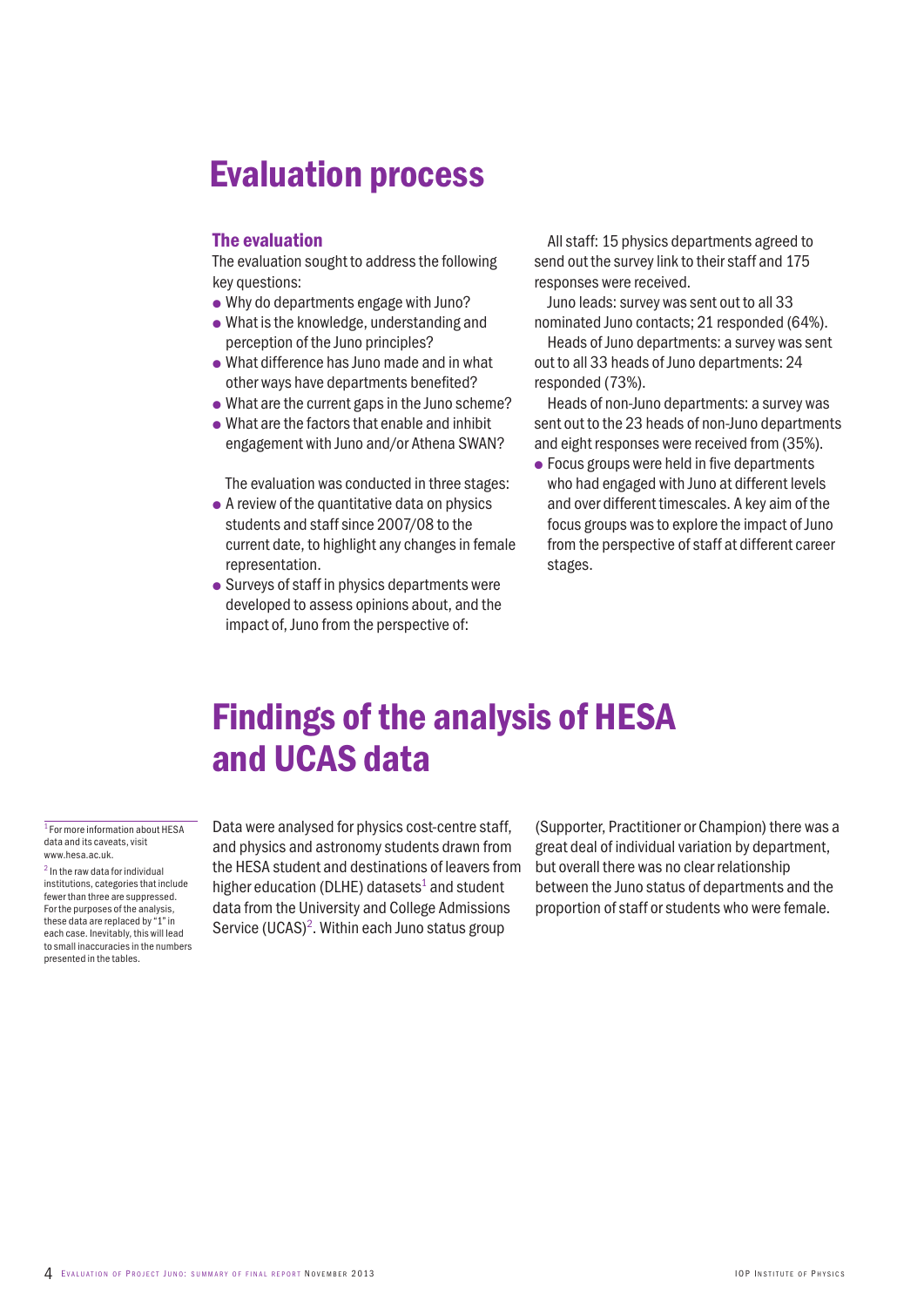# Evaluation process

## The evaluation

The evaluation sought to address the following key questions:

- Why do departments engage with Juno?
- What is the knowledge, understanding and perception of the Juno principles?
- What difference has Juno made and in what other ways have departments benefited?
- What are the current gaps in the Juno scheme?
- What are the factors that enable and inhibit engagement with Juno and/or Athena SWAN?

The evaluation was conducted in three stages:

- A review of the quantitative data on physics students and staff since 2007/08 to the current date, to highlight any changes in female representation.
- Surveys of staff in physics departments were developed to assess opinions about, and the impact of, Juno from the perspective of:

All staff: 15 physics departments agreed to send out the survey link to their staff and 175 responses were received.

Juno leads: survey was sent out to all 33 nominated Juno contacts; 21 responded (64%).

Heads of Juno departments: a survey was sent out to all 33 heads of Juno departments: 24 responded (73%).

Heads of non-Juno departments: a survey was sent out to the 23 heads of non-Juno departments and eight responses were received from (35%).

- Focus groups were held in five departments who had engaged with Juno at different levels and over different timescales. A key aim of the focus groups was to explore the impact of Juno from the perspective of staff at different career stages.

# Findings of the analysis of HESA and UCAS data

Data were analysed for physics cost-centre staff, and physics and astronomy students drawn from the HESA student and destinations of leavers from higher education (DLHE) datasets[1] and student data from the University and College Admissions Service (UCAS)[2]. Within each Juno status group (Supporter, Practitioner or Champion) there was a great deal of individual variation by department, but overall there was no clear relationship between the Juno status of departments and the proportion of staff or students who were female.

[1] For more information about HESA data and its caveats, visit www.hesa.ac.uk.

[2] In the raw data for individual institutions, categories that include fewer than three are suppressed. For the purposes of the analysis, these data are replaced by "1" in each case. Inevitably, this will lead to small inaccuracies in the numbers presented in the tables.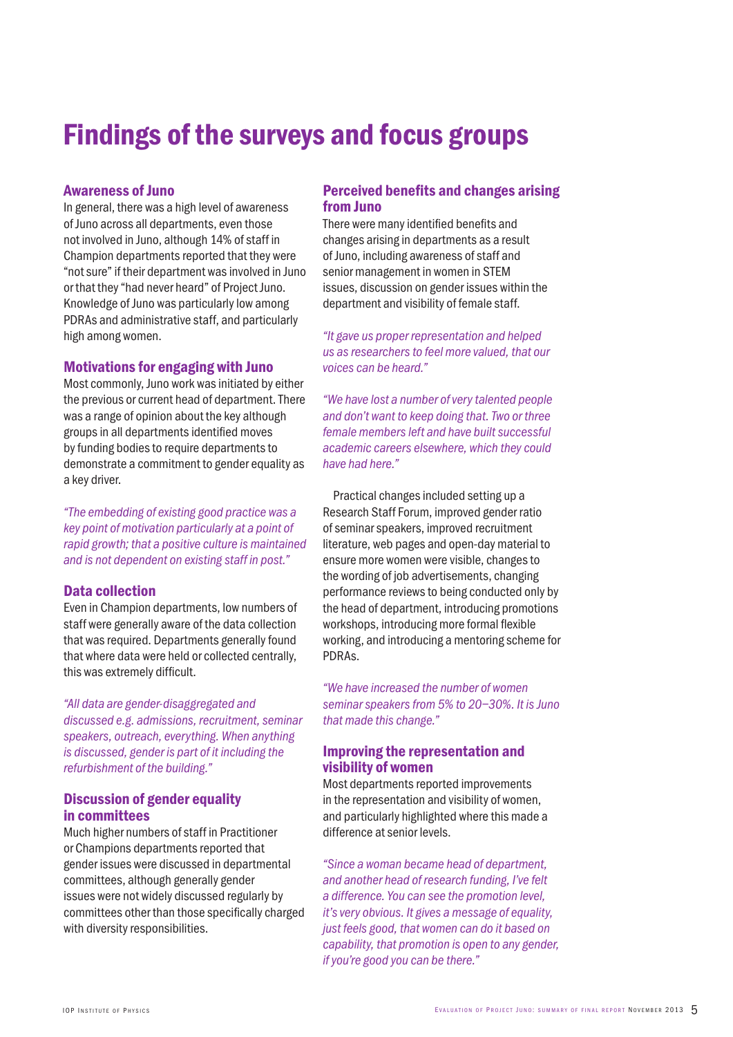# Findings of the surveys and focus groups

### Awareness of Juno

In general, there was a high level of awareness of Juno across all departments, even those not involved in Juno, although 14% of staff in Champion departments reported that they were "not sure" if their department was involved in Juno or that they "had never heard" of Project Juno. Knowledge of Juno was particularly low among PDRAs and administrative staff, and particularly high among women.

### Motivations for engaging with Juno

Most commonly, Juno work was initiated by either the previous or current head of department. There was a range of opinion about the key although groups in all departments identified moves by funding bodies to require departments to demonstrate a commitment to gender equality as a key driver.

*"The embedding of existing good practice was a key point of motivation particularly at a point of rapid growth; that a positive culture is maintained and is not dependent on existing staff in post."*

### Data collection

Even in Champion departments, low numbers of staff were generally aware of the data collection that was required. Departments generally found that where data were held or collected centrally, this was extremely difficult.

*"All data are gender-disaggregated and discussed e.g. admissions, recruitment, seminar speakers, outreach, everything. When anything is discussed, gender is part of it including the refurbishment of the building."*

### Discussion of gender equality in committees

Much higher numbers of staff in Practitioner or Champions departments reported that gender issues were discussed in departmental committees, although generally gender issues were not widely discussed regularly by committees other than those specifically charged with diversity responsibilities.

### Perceived benefits and changes arising from Juno

There were many identified benefits and changes arising in departments as a result of Juno, including awareness of staff and senior management in women in STEM issues, discussion on gender issues within the department and visibility of female staff.

*"It gave us proper representation and helped us as researchers to feel more valued, that our voices can be heard."*

*"We have lost a number of very talented people and don't want to keep doing that. Two or three female members left and have built successful academic careers elsewhere, which they could have had here."*

Practical changes included setting up a Research Staff Forum, improved gender ratio of seminar speakers, improved recruitment literature, web pages and open-day material to ensure more women were visible, changes to the wording of job advertisements, changing performance reviews to being conducted only by the head of department, introducing promotions workshops, introducing more formal flexible working, and introducing a mentoring scheme for PDRAs.

*"We have increased the number of women seminar speakers from 5% to 20–30%. It is Juno that made this change."*

### Improving the representation and visibility of women

Most departments reported improvements in the representation and visibility of women, and particularly highlighted where this made a difference at senior levels.

*"Since a woman became head of department, and another head of research funding, I've felt a difference. You can see the promotion level, it's very obvious. It gives a message of equality, just feels good, that women can do it based on capability, that promotion is open to any gender, if you're good you can be there."*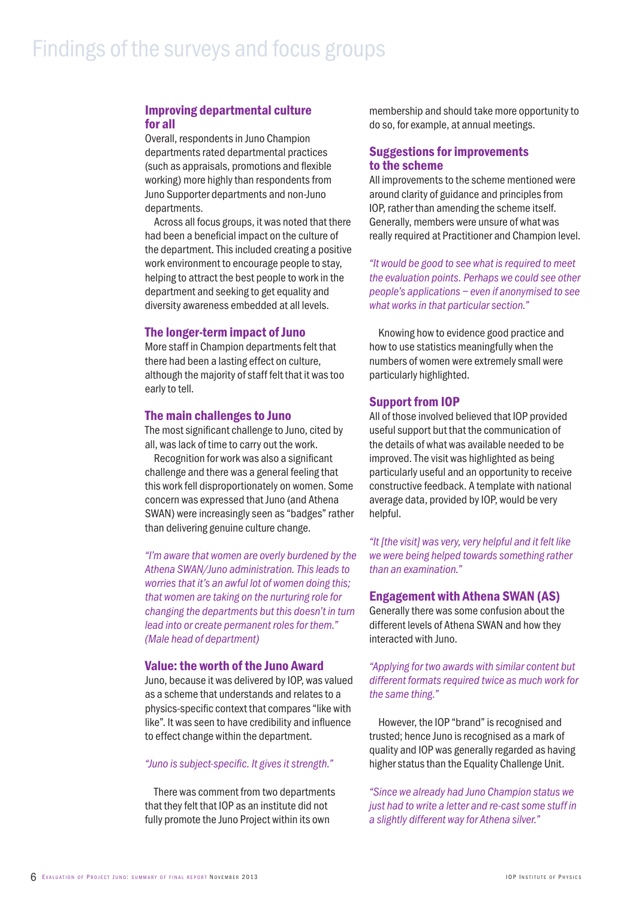# Findings of the surveys and focus groups

### Improving departmental culture for all

Overall, respondents in Juno Champion departments rated departmental practices (such as appraisals, promotions and flexible working) more highly than respondents from Juno Supporter departments and non-Juno departments.

Across all focus groups, it was noted that there had been a beneficial impact on the culture of the department. This included creating a positive work environment to encourage people to stay, helping to attract the best people to work in the department and seeking to get equality and diversity awareness embedded at all levels.

### The longer-term impact of Juno

More staff in Champion departments felt that there had been a lasting effect on culture, although the majority of staff felt that it was too early to tell.

### The main challenges to Juno

The most significant challenge to Juno, cited by all, was lack of time to carry out the work.

Recognition for work was also a significant challenge and there was a general feeling that this work fell disproportionately on women. Some concern was expressed that Juno (and Athena SWAN) were increasingly seen as "badges" rather than delivering genuine culture change.

*"I'm aware that women are overly burdened by the Athena SWAN/Juno administration. This leads to worries that it's an awful lot of women doing this; that women are taking on the nurturing role for changing the departments but this doesn't in turn lead into or create permanent roles for them." (Male head of department)*

### Value: the worth of the Juno Award

Juno, because it was delivered by IOP, was valued as a scheme that understands and relates to a physics-specific context that compares "like with like". It was seen to have credibility and influence to effect change within the department.

*"Juno is subject-specific. It gives it strength."*

There was comment from two departments that they felt that IOP as an institute did not fully promote the Juno Project within its own membership and should take more opportunity to do so, for example, at annual meetings.

### Suggestions for improvements to the scheme

All improvements to the scheme mentioned were around clarity of guidance and principles from IOP, rather than amending the scheme itself. Generally, members were unsure of what was really required at Practitioner and Champion level.

*"It would be good to see what is required to meet the evaluation points. Perhaps we could see other people's applications – even if anonymised to see what works in that particular section."*

Knowing how to evidence good practice and how to use statistics meaningfully when the numbers of women were extremely small were particularly highlighted.

### Support from IOP

All of those involved believed that IOP provided useful support but that the communication of the details of what was available needed to be improved. The visit was highlighted as being particularly useful and an opportunity to receive constructive feedback. A template with national average data, provided by IOP, would be very helpful.

*"It [the visit] was very, very helpful and it felt like we were being helped towards something rather than an examination."*

### Engagement with Athena SWAN (AS)

Generally there was some confusion about the different levels of Athena SWAN and how they interacted with Juno.

*"Applying for two awards with similar content but different formats required twice as much work for the same thing."*

However, the IOP "brand" is recognised and trusted; hence Juno is recognised as a mark of quality and IOP was generally regarded as having higher status than the Equality Challenge Unit.

*"Since we already had Juno Champion status we just had to write a letter and re-cast some stuff in a slightly different way for Athena silver."*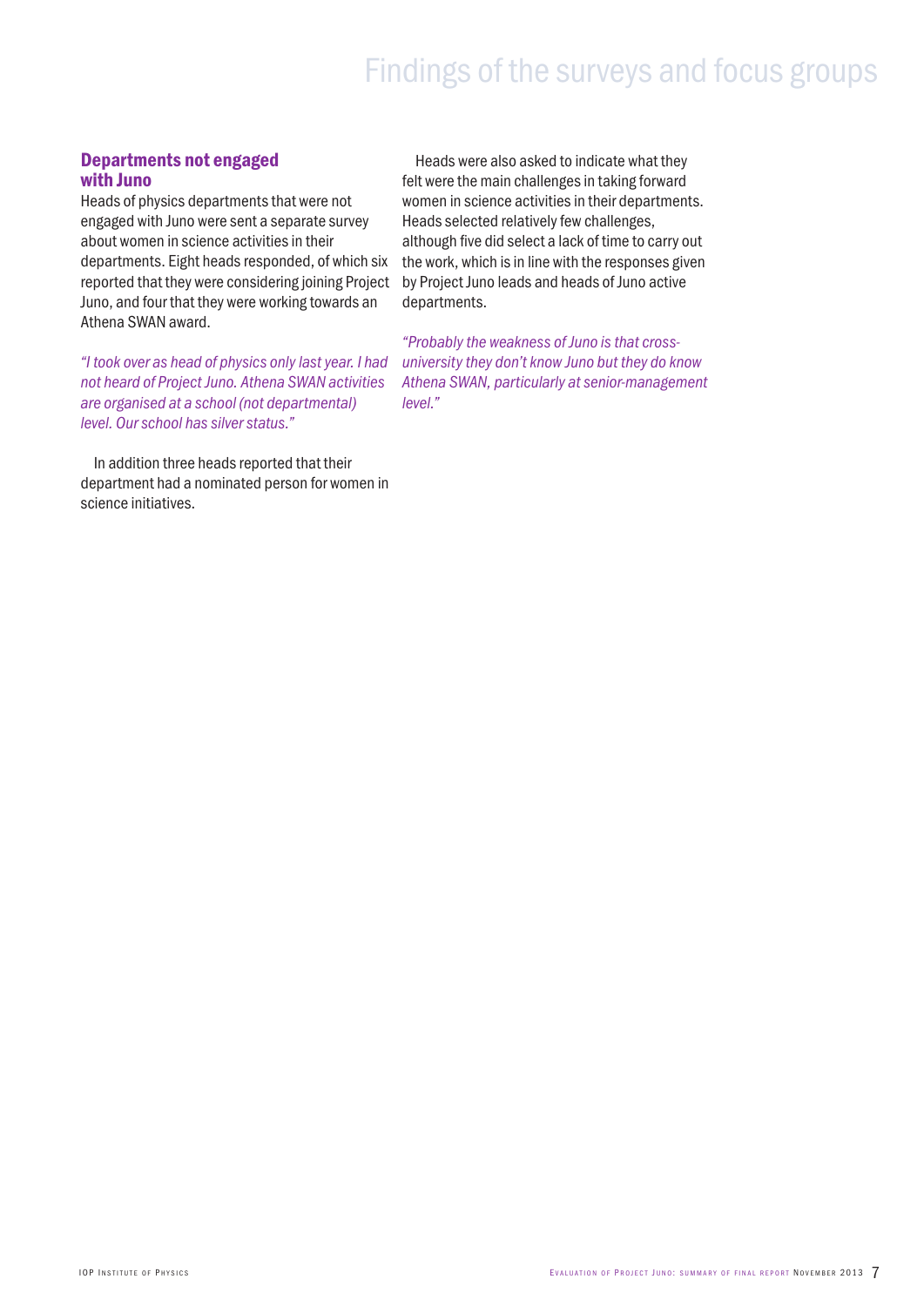## Departments not engaged with Juno

Heads of physics departments that were not engaged with Juno were sent a separate survey about women in science activities in their departments. Eight heads responded, of which six reported that they were considering joining Project Juno, and four that they were working towards an Athena SWAN award.

*"I took over as head of physics only last year. I had not heard of Project Juno. Athena SWAN activities are organised at a school (not departmental) level. Our school has silver status."*

In addition three heads reported that their department had a nominated person for women in science initiatives.

Heads were also asked to indicate what they felt were the main challenges in taking forward women in science activities in their departments. Heads selected relatively few challenges, although five did select a lack of time to carry out the work, which is in line with the responses given by Project Juno leads and heads of Juno active departments.

*"Probably the weakness of Juno is that cross-university they don't know Juno but they do know Athena SWAN, particularly at senior-management level."*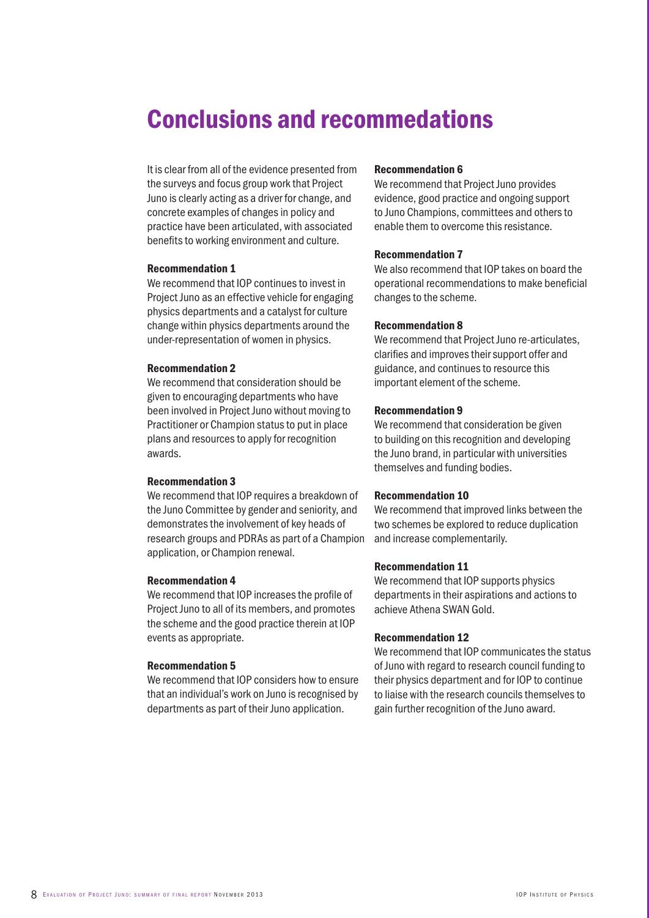# Conclusions and recommendations

It is clear from all of the evidence presented from the surveys and focus group work that Project Juno is clearly acting as a driver for change, and concrete examples of changes in policy and practice have been articulated, with associated benefits to working environment and culture.

### Recommendation 1

We recommend that IOP continues to invest in Project Juno as an effective vehicle for engaging physics departments and a catalyst for culture change within physics departments around the under-representation of women in physics.

### Recommendation 2

We recommend that consideration should be given to encouraging departments who have been involved in Project Juno without moving to Practitioner or Champion status to put in place plans and resources to apply for recognition awards.

### Recommendation 3

We recommend that IOP requires a breakdown of the Juno Committee by gender and seniority, and demonstrates the involvement of key heads of research groups and PDRAs as part of a Champion application, or Champion renewal.

### Recommendation 4

We recommend that IOP increases the profile of Project Juno to all of its members, and promotes the scheme and the good practice therein at IOP events as appropriate.

### Recommendation 5

We recommend that IOP considers how to ensure that an individual's work on Juno is recognised by departments as part of their Juno application.

### Recommendation 6

We recommend that Project Juno provides evidence, good practice and ongoing support to Juno Champions, committees and others to enable them to overcome this resistance.

### Recommendation 7

We also recommend that IOP takes on board the operational recommendations to make beneficial changes to the scheme.

### Recommendation 8

We recommend that Project Juno re-articulates, clarifies and improves their support offer and guidance, and continues to resource this important element of the scheme.

### Recommendation 9

We recommend that consideration be given to building on this recognition and developing the Juno brand, in particular with universities themselves and funding bodies.

### Recommendation 10

We recommend that improved links between the two schemes be explored to reduce duplication and increase complementarity.

### Recommendation 11

We recommend that IOP supports physics departments in their aspirations and actions to achieve Athena SWAN Gold.

### Recommendation 12

We recommend that IOP communicates the status of Juno with regard to research council funding to their physics department and for IOP to continue to liaise with the research councils themselves to gain further recognition of the Juno award.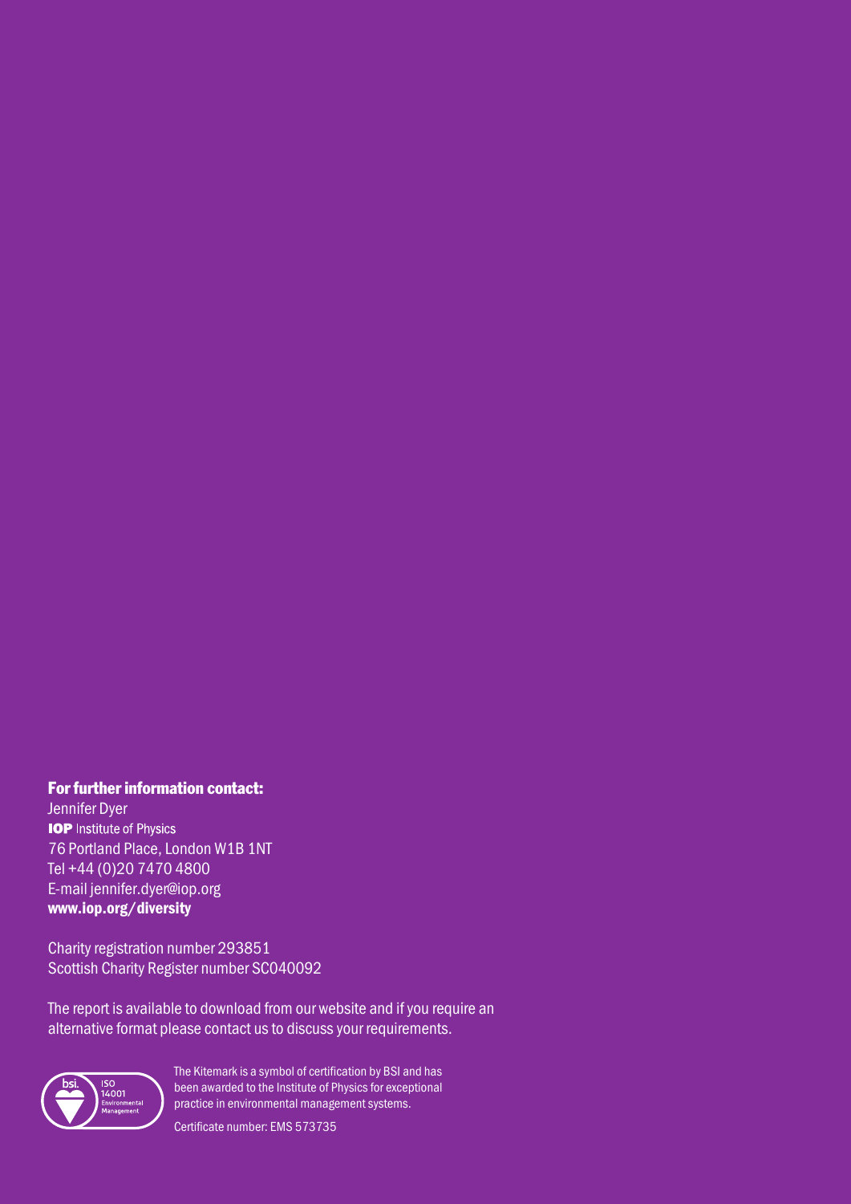**For further information contact:**
Jennifer Dyer
**IOP** Institute of Physics
76 Portland Place, London W1B 1NT
Tel +44 (0)20 7470 4800
E-mail jennifer.dyer@iop.org
**www.iop.org/diversity**

Charity registration number 293851
Scottish Charity Register number SC040092

The report is available to download from our website and if you require an alternative format please contact us to discuss your requirements.

bsi. ISO 14001 Environmental Management

The Kitemark is a symbol of certification by BSI and has been awarded to the Institute of Physics for exceptional practice in environmental management systems.

Certificate number: EMS 573735